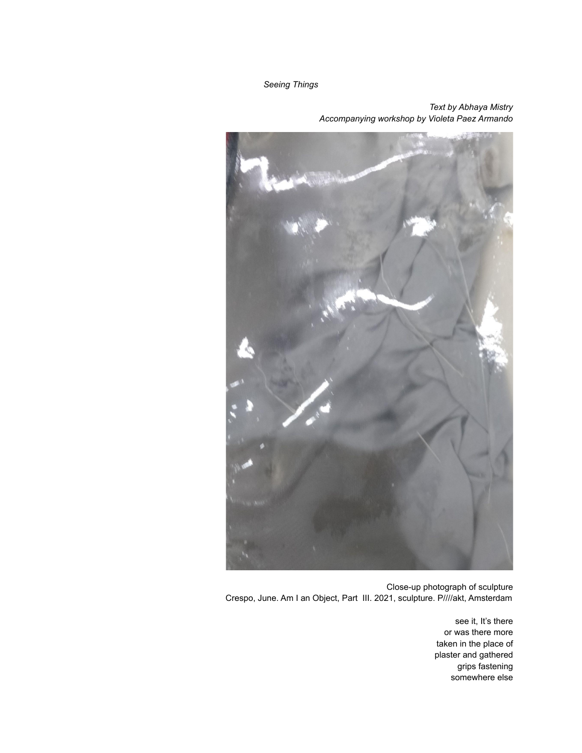*Seeing Things*

*Text by Abhaya Mistry*
*Accompanying workshop by Violeta Paez Armando*

Close-up photograph of sculpture
Crespo, June. Am I an Object, Part III. 2021, sculpture. P////akt, Amsterdam

see it, It's there
or was there more
taken in the place of
plaster and gathered
grips fastening
somewhere else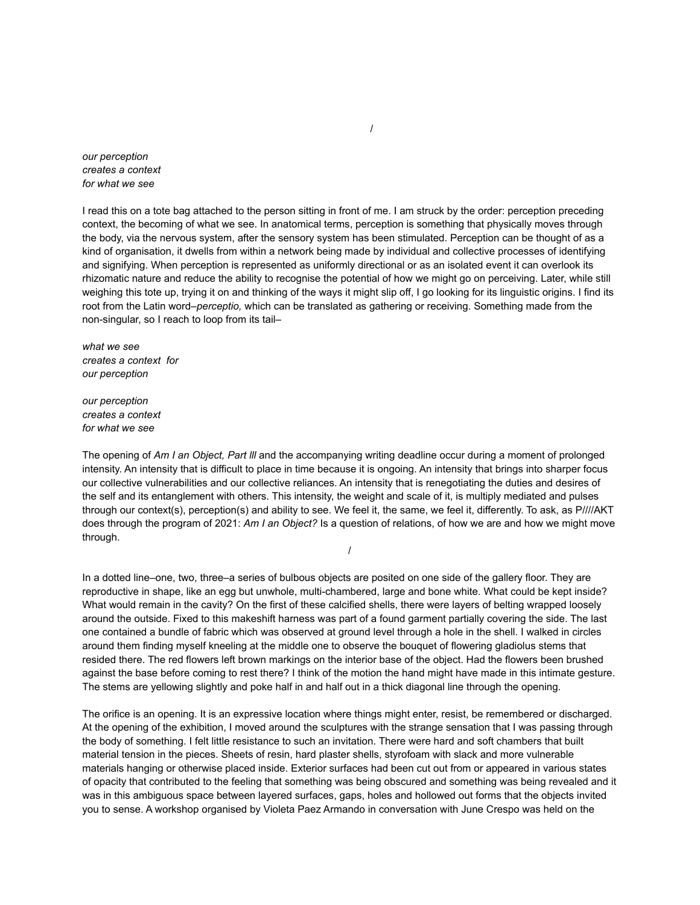/

*our perception*
*creates a context*
*for what we see*

I read this on a tote bag attached to the person sitting in front of me. I am struck by the order: perception preceding context, the becoming of what we see. In anatomical terms, perception is something that physically moves through the body, via the nervous system, after the sensory system has been stimulated. Perception can be thought of as a kind of organisation, it dwells from within a network being made by individual and collective processes of identifying and signifying. When perception is represented as uniformly directional or as an isolated event it can overlook its rhizomatic nature and reduce the ability to recognise the potential of how we might go on perceiving. Later, while still weighing this tote up, trying it on and thinking of the ways it might slip off, I go looking for its linguistic origins. I find its root from the Latin word–*perceptio,* which can be translated as gathering or receiving. Something made from the non-singular, so I reach to loop from its tail–

*what we see*
*creates a context for*
*our perception*

*our perception*
*creates a context*
*for what we see*

The opening of *Am I an Object, Part lll* and the accompanying writing deadline occur during a moment of prolonged intensity. An intensity that is difficult to place in time because it is ongoing. An intensity that brings into sharper focus our collective vulnerabilities and our collective reliances. An intensity that is renegotiating the duties and desires of the self and its entanglement with others. This intensity, the weight and scale of it, is multiply mediated and pulses through our context(s), perception(s) and ability to see. We feel it, the same, we feel it, differently. To ask, as P////AKT does through the program of 2021: *Am I an Object?* Is a question of relations, of how we are and how we might move through.

/

In a dotted line–one, two, three–a series of bulbous objects are posited on one side of the gallery floor. They are reproductive in shape, like an egg but unwhole, multi-chambered, large and bone white. What could be kept inside? What would remain in the cavity? On the first of these calcified shells, there were layers of belting wrapped loosely around the outside. Fixed to this makeshift harness was part of a found garment partially covering the side. The last one contained a bundle of fabric which was observed at ground level through a hole in the shell. I walked in circles around them finding myself kneeling at the middle one to observe the bouquet of flowering gladiolus stems that resided there. The red flowers left brown markings on the interior base of the object. Had the flowers been brushed against the base before coming to rest there? I think of the motion the hand might have made in this intimate gesture. The stems are yellowing slightly and poke half in and half out in a thick diagonal line through the opening.

The orifice is an opening. It is an expressive location where things might enter, resist, be remembered or discharged. At the opening of the exhibition, I moved around the sculptures with the strange sensation that I was passing through the body of something. I felt little resistance to such an invitation. There were hard and soft chambers that built material tension in the pieces. Sheets of resin, hard plaster shells, styrofoam with slack and more vulnerable materials hanging or otherwise placed inside. Exterior surfaces had been cut out from or appeared in various states of opacity that contributed to the feeling that something was being obscured and something was being revealed and it was in this ambiguous space between layered surfaces, gaps, holes and hollowed out forms that the objects invited you to sense. A workshop organised by Violeta Paez Armando in conversation with June Crespo was held on the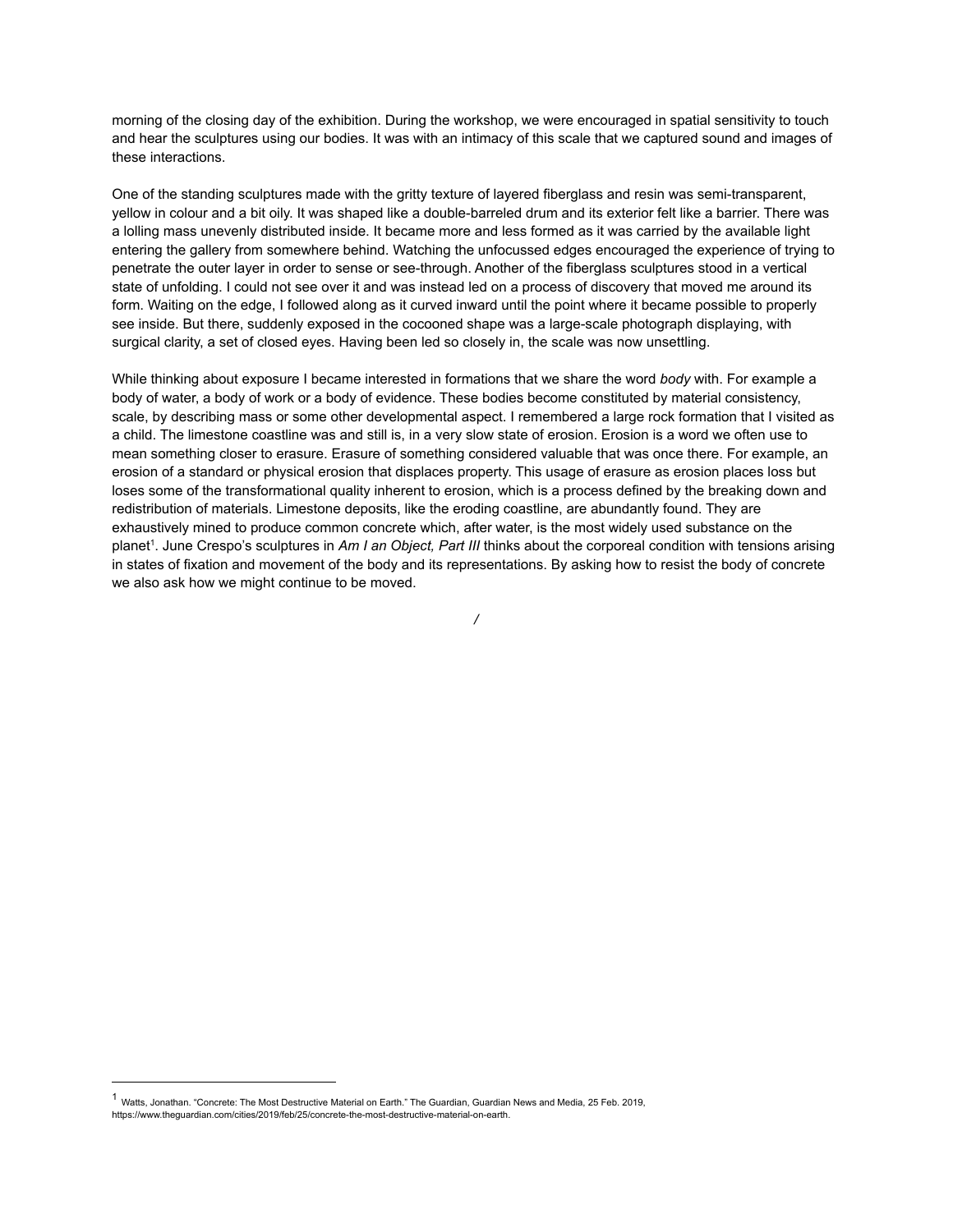morning of the closing day of the exhibition. During the workshop, we were encouraged in spatial sensitivity to touch and hear the sculptures using our bodies. It was with an intimacy of this scale that we captured sound and images of these interactions.

One of the standing sculptures made with the gritty texture of layered fiberglass and resin was semi-transparent, yellow in colour and a bit oily. It was shaped like a double-barreled drum and its exterior felt like a barrier. There was a lolling mass unevenly distributed inside. It became more and less formed as it was carried by the available light entering the gallery from somewhere behind. Watching the unfocussed edges encouraged the experience of trying to penetrate the outer layer in order to sense or see-through. Another of the fiberglass sculptures stood in a vertical state of unfolding. I could not see over it and was instead led on a process of discovery that moved me around its form. Waiting on the edge, I followed along as it curved inward until the point where it became possible to properly see inside. But there, suddenly exposed in the cocooned shape was a large-scale photograph displaying, with surgical clarity, a set of closed eyes. Having been led so closely in, the scale was now unsettling.

While thinking about exposure I became interested in formations that we share the word *body* with. For example a body of water, a body of work or a body of evidence. These bodies become constituted by material consistency, scale, by describing mass or some other developmental aspect. I remembered a large rock formation that I visited as a child. The limestone coastline was and still is, in a very slow state of erosion. Erosion is a word we often use to mean something closer to erasure. Erasure of something considered valuable that was once there. For example, an erosion of a standard or physical erosion that displaces property. This usage of erasure as erosion places loss but loses some of the transformational quality inherent to erosion, which is a process defined by the breaking down and redistribution of materials. Limestone deposits, like the eroding coastline, are abundantly found. They are exhaustively mined to produce common concrete which, after water, is the most widely used substance on the planet[1]. June Crespo's sculptures in *Am I an Object, Part III* thinks about the corporeal condition with tensions arising in states of fixation and movement of the body and its representations. By asking how to resist the body of concrete we also ask how we might continue to be moved.

/

---

[1] Watts, Jonathan. "Concrete: The Most Destructive Material on Earth." The Guardian, Guardian News and Media, 25 Feb. 2019, https://www.theguardian.com/cities/2019/feb/25/concrete-the-most-destructive-material-on-earth.